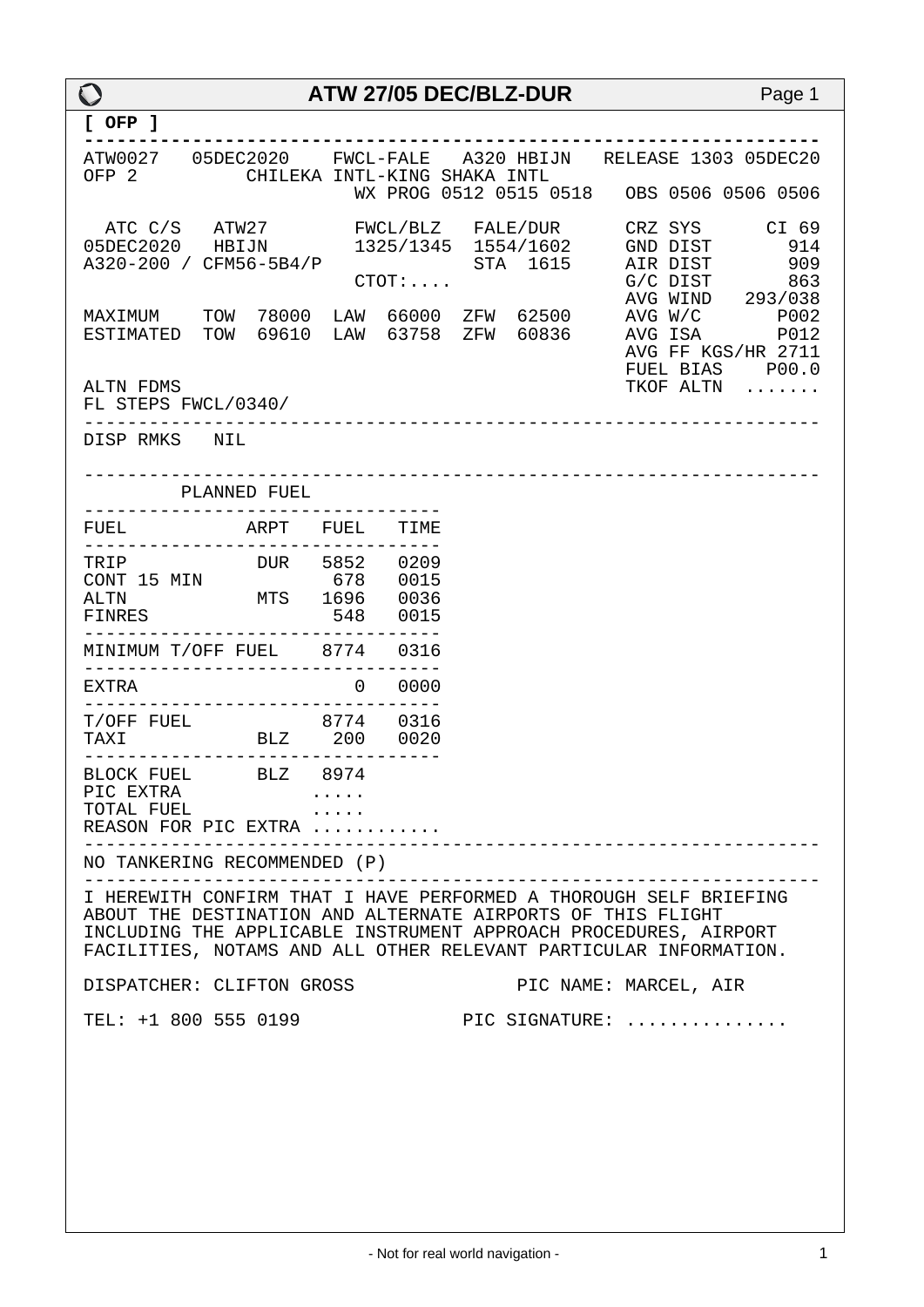# ATW 27/05 DEC/BLZ-DUR

**[ OFP ]**

```
ATW0027   05DEC2020    FWCL-FALE   A320 HBIJN   RELEASE 1303 05DEC20
OFP 2          CHILEKA INTL-KING SHAKA INTL
                                WX PROG 0512 0515 0518   OBS 0506 0506 0506

  ATC C/S   ATW27        FWCL/BLZ   FALE/DUR      CRZ SYS      CI 69
05DEC2020   HBIJN        1325/1345  1554/1602     GND DIST       914
A320-200 / CFM56-5B4/P              STA  1615     AIR DIST       909
                         CTOT:....                G/C DIST       863
                                                  AVG WIND   293/038
MAXIMUM    TOW  78000  LAW  66000  ZFW  62500     AVG W/C       P002
ESTIMATED  TOW  69610  LAW  63758  ZFW  60836     AVG ISA       P012
                                                  AVG FF KGS/HR 2711
                                                  FUEL BIAS    P00.0
ALTN FDMS                                         TKOF ALTN  .......
FL STEPS FWCL/0340/
```

---

DISP RMKS   NIL

---

PLANNED FUEL

| FUEL | ARPT | FUEL | TIME |
|---|---|---|---|
| TRIP | DUR | 5852 | 0209 |
| CONT 15 MIN | | 678 | 0015 |
| ALTN | MTS | 1696 | 0036 |
| FINRES | | 548 | 0015 |
| MINIMUM T/OFF FUEL | | 8774 | 0316 |
| EXTRA | | 0 | 0000 |
| T/OFF FUEL | | 8774 | 0316 |
| TAXI | BLZ | 200 | 0020 |
| BLOCK FUEL | BLZ | 8974 | |
| PIC EXTRA | | ..... | |
| TOTAL FUEL | | ..... | |

REASON FOR PIC EXTRA ...........

---

NO TANKERING RECOMMENDED (P)

---

I HEREWITH CONFIRM THAT I HAVE PERFORMED A THOROUGH SELF BRIEFING ABOUT THE DESTINATION AND ALTERNATE AIRPORTS OF THIS FLIGHT INCLUDING THE APPLICABLE INSTRUMENT APPROACH PROCEDURES, AIRPORT FACILITIES, NOTAMS AND ALL OTHER RELEVANT PARTICULAR INFORMATION.

DISPATCHER: CLIFTON GROSS          PIC NAME: MARCEL, AIR

TEL: +1 800 555 0199          PIC SIGNATURE: ...............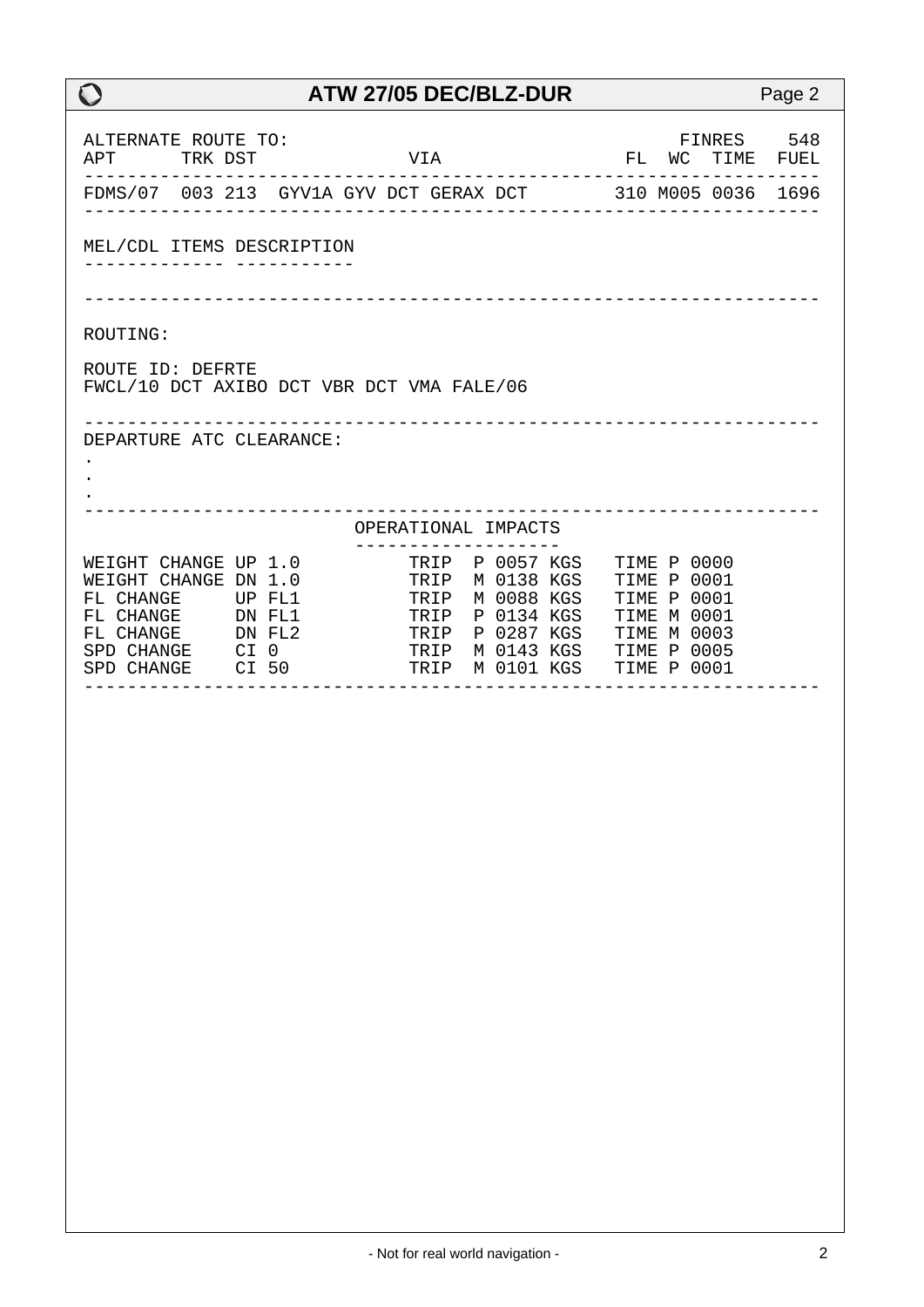ALTERNATE ROUTE TO: FINRES 548

| APT | TRK | DST | VIA | FL | WC | TIME | FUEL |
|---|---|---|---|---|---|---|---|
| FDMS/07 | 003 | 213 | GYV1A GYV DCT GERAX DCT | 310 | M005 | 0036 | 1696 |

MEL/CDL ITEMS DESCRIPTION

ROUTING:

ROUTE ID: DEFRTE
FWCL/10 DCT AXIBO DCT VBR DCT VMA FALE/06

DEPARTURE ATC CLEARANCE:
.
.
.

OPERATIONAL IMPACTS

| | | | |
|---|---|---|---|
| WEIGHT CHANGE | UP 1.0 | TRIP P 0057 KGS | TIME P 0000 |
| WEIGHT CHANGE | DN 1.0 | TRIP M 0138 KGS | TIME P 0001 |
| FL CHANGE | UP FL1 | TRIP M 0088 KGS | TIME P 0001 |
| FL CHANGE | DN FL1 | TRIP P 0134 KGS | TIME M 0001 |
| FL CHANGE | DN FL2 | TRIP P 0287 KGS | TIME M 0003 |
| SPD CHANGE | CI 0 | TRIP M 0143 KGS | TIME P 0005 |
| SPD CHANGE | CI 50 | TRIP M 0101 KGS | TIME P 0001 |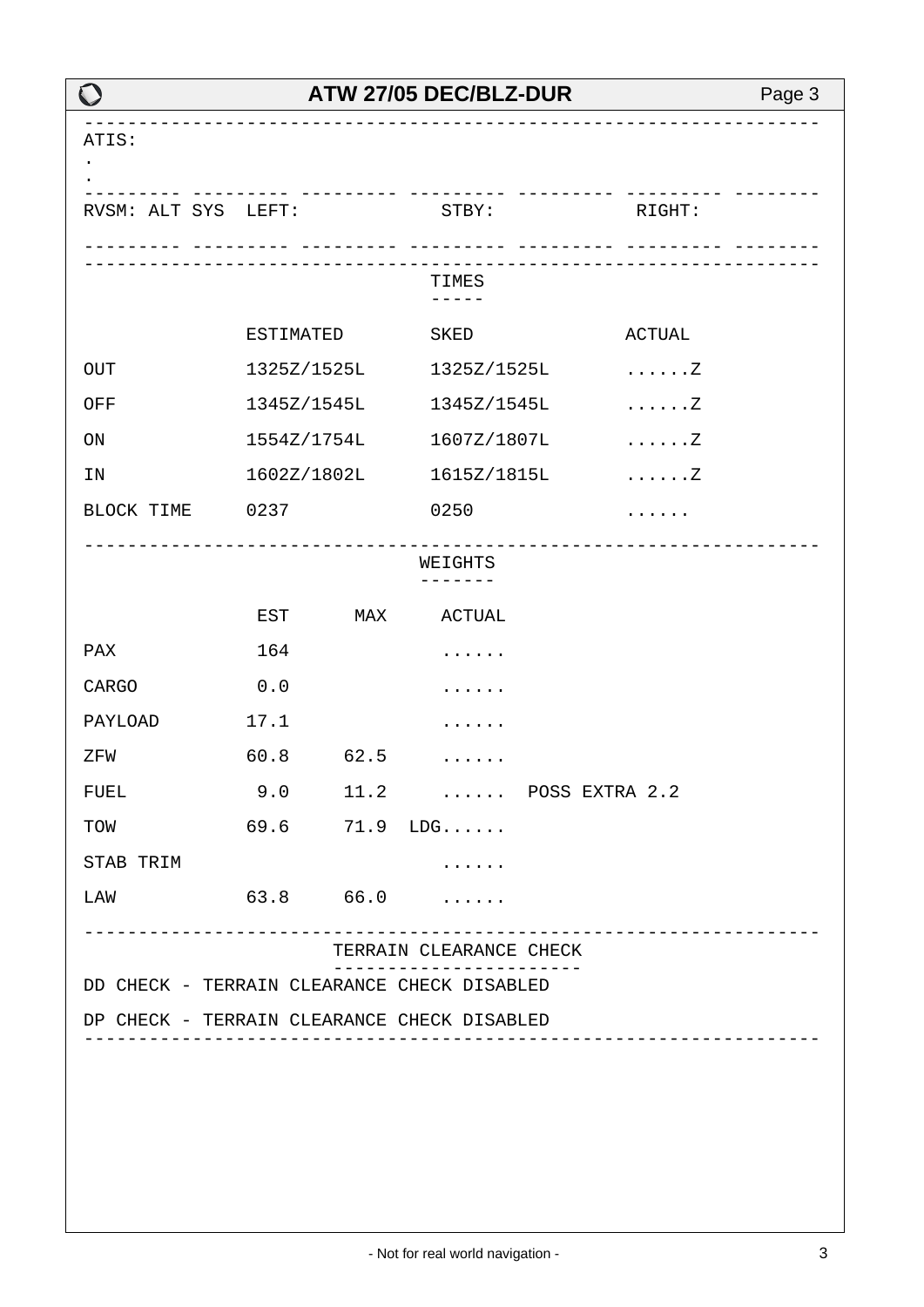ATIS:

.

.

RVSM: ALT SYS LEFT: STBY: RIGHT:

## TIMES

| | ESTIMATED | SKED | ACTUAL |
|---|---|---|---|
| OUT | 1325Z/1525L | 1325Z/1525L | ......Z |
| OFF | 1345Z/1545L | 1345Z/1545L | ......Z |
| ON | 1554Z/1754L | 1607Z/1807L | ......Z |
| IN | 1602Z/1802L | 1615Z/1815L | ......Z |
| BLOCK TIME | 0237 | 0250 | ...... |

## WEIGHTS

| | EST | MAX | ACTUAL | |
|---|---|---|---|---|
| PAX | 164 | | ...... | |
| CARGO | 0.0 | | ...... | |
| PAYLOAD | 17.1 | | ...... | |
| ZFW | 60.8 | 62.5 | ...... | |
| FUEL | 9.0 | 11.2 | ...... | POSS EXTRA 2.2 |
| TOW | 69.6 | 71.9 | LDG...... | |
| STAB TRIM | | | ...... | |
| LAW | 63.8 | 66.0 | ...... | |

## TERRAIN CLEARANCE CHECK

DD CHECK - TERRAIN CLEARANCE CHECK DISABLED

DP CHECK - TERRAIN CLEARANCE CHECK DISABLED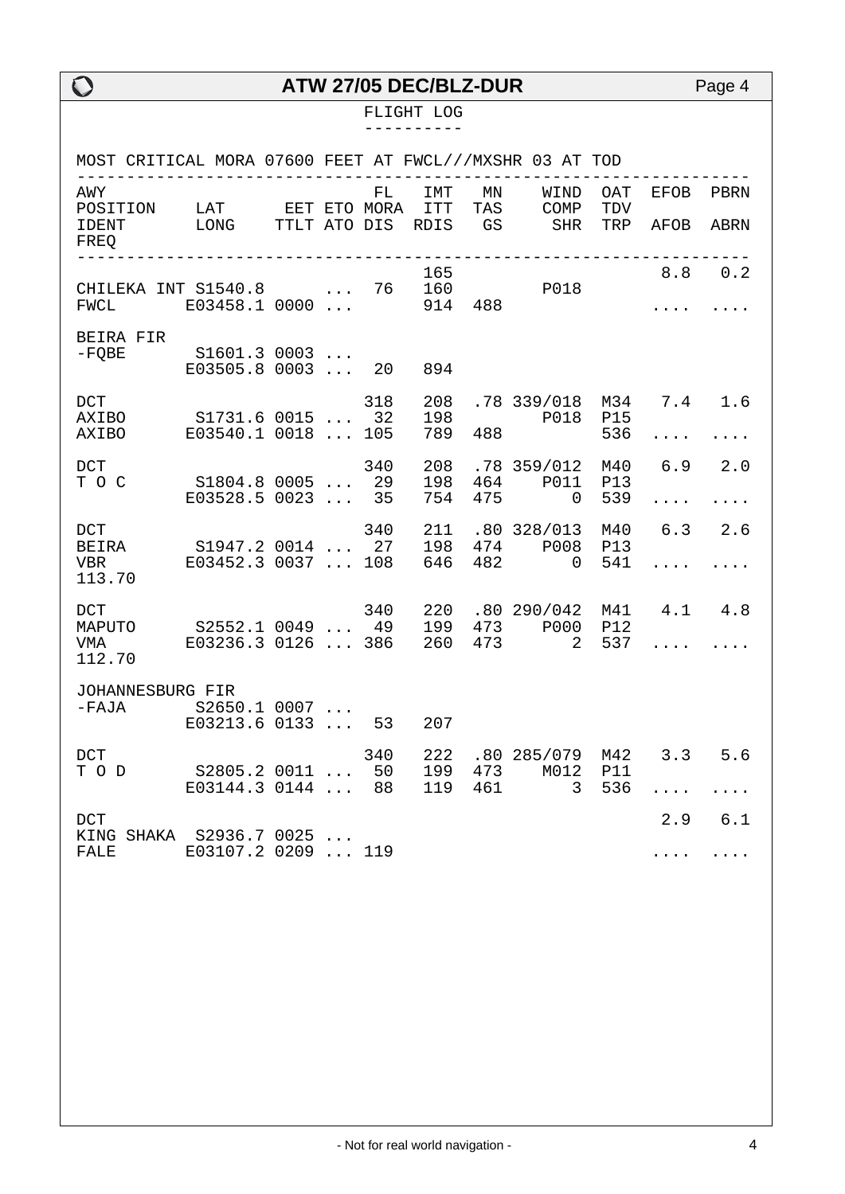# ATW 27/05 DEC/BLZ-DUR

FLIGHT LOG

```
MOST CRITICAL MORA 07600 FEET AT FWCL///MXSHR 03 AT TOD
--------------------------------------------------------------------
AWY                                FL   IMT   MN    WIND  OAT  EFOB  PBRN
POSITION    LAT       EET ETO MORA  ITT  TAS    COMP  TDV
IDENT       LONG     TTLT ATO DIS  RDIS   GS     SHR  TRP  AFOB  ABRN
FREQ
--------------------------------------------------------------------
                                       165                          8.8   0.2
CHILEKA INT S1540.8       ...  76    160          P018
FWCL        E03458.1 0000 ...        914  488                    ....  ....

BEIRA FIR
-FQBE       S1601.3 0003 ...
            E03505.8 0003 ...  20    894

DCT                             318   208  .78 339/018  M34   7.4   1.6
AXIBO       S1731.6 0015 ...  32    198         P018  P15
AXIBO       E03540.1 0018 ... 105    789  488              536  ....  ....

DCT                             340   208  .78 359/012  M40   6.9   2.0
T O C       S1804.8 0005 ...  29    198  464    P011  P13
            E03528.5 0023 ...  35    754  475       0  539  ....  ....

DCT                             340   211  .80 328/013  M40   6.3   2.6
BEIRA       S1947.2 0014 ...  27    198  474    P008  P13
VBR         E03452.3 0037 ... 108    646  482       0  541  ....  ....
113.70

DCT                             340   220  .80 290/042  M41   4.1   4.8
MAPUTO      S2552.1 0049 ...  49    199  473    P000  P12
VMA         E03236.3 0126 ... 386    260  473       2  537  ....  ....
112.70

JOHANNESBURG FIR
-FAJA       S2650.1 0007 ...
            E03213.6 0133 ...  53    207

DCT                             340   222  .80 285/079  M42   3.3   5.6
T O D       S2805.2 0011 ...  50    199  473    M012  P11
            E03144.3 0144 ...  88    119  461       3  536  ....  ....

DCT                                                                 2.9   6.1
KING SHAKA  S2936.7 0025 ...
FALE        E03107.2 0209 ... 119                                ....  ....
```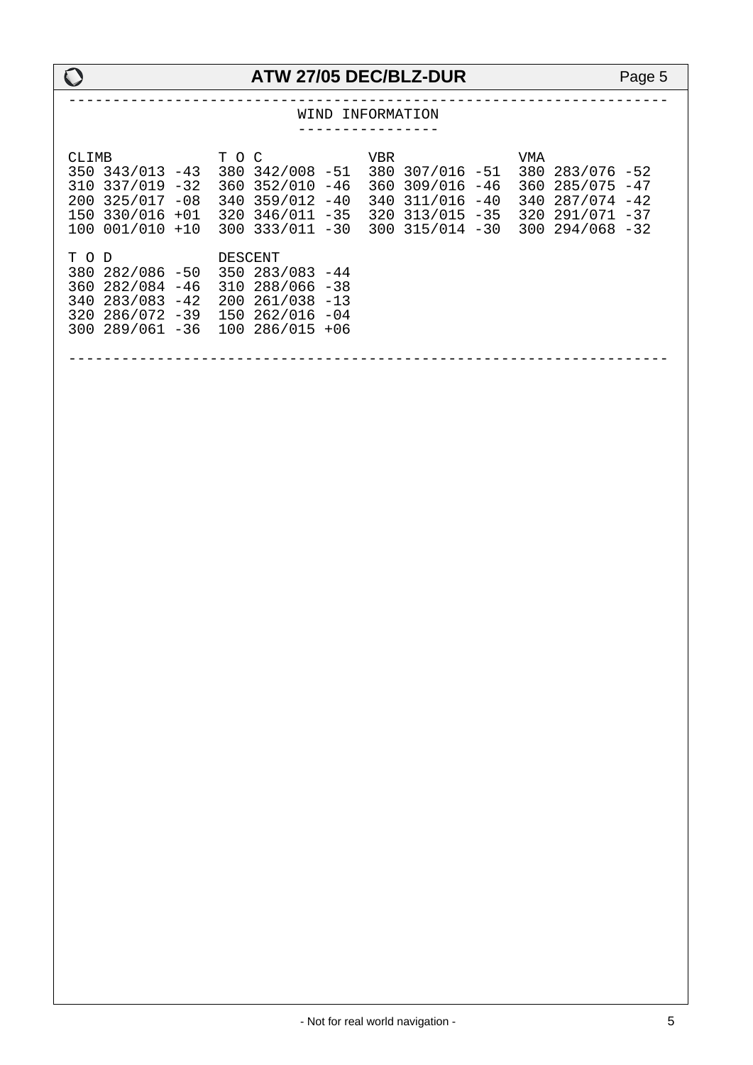## WIND INFORMATION

```
CLIMB            T O C            VBR              VMA
350 343/013 -43  380 342/008 -51  380 307/016 -51  380 283/076 -52
310 337/019 -32  360 352/010 -46  360 309/016 -46  360 285/075 -47
200 325/017 -08  340 359/012 -40  340 311/016 -40  340 287/074 -42
150 330/016 +01  320 346/011 -35  320 313/015 -35  320 291/071 -37
100 001/010 +10  300 333/011 -30  300 315/014 -30  300 294/068 -32

T O D            DESCENT
380 282/086 -50  350 283/083 -44
360 282/084 -46  310 288/066 -38
340 283/083 -42  200 261/038 -13
320 286/072 -39  150 262/016 -04
300 289/061 -36  100 286/015 +06
```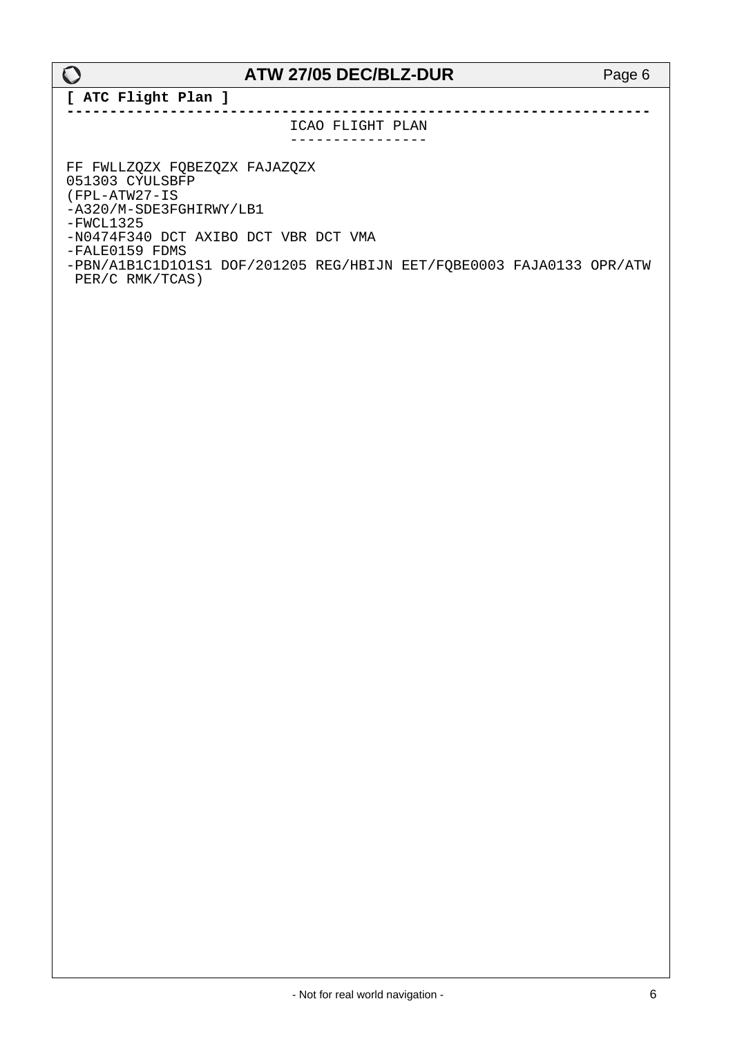**[ ATC Flight Plan ]**

```
------------------------------------------------------------------
                          ICAO FLIGHT PLAN
                          ----------------

FF FWLLZQZX FQBEZQZX FAJAZQZX
051303 CYULSBFP
(FPL-ATW27-IS
-A320/M-SDE3FGHIRWY/LB1
-FWCL1325
-N0474F340 DCT AXIBO DCT VBR DCT VMA
-FALE0159 FDMS
-PBN/A1B1C1D1O1S1 DOF/201205 REG/HBIJN EET/FQBE0003 FAJA0133 OPR/ATW
 PER/C RMK/TCAS)
```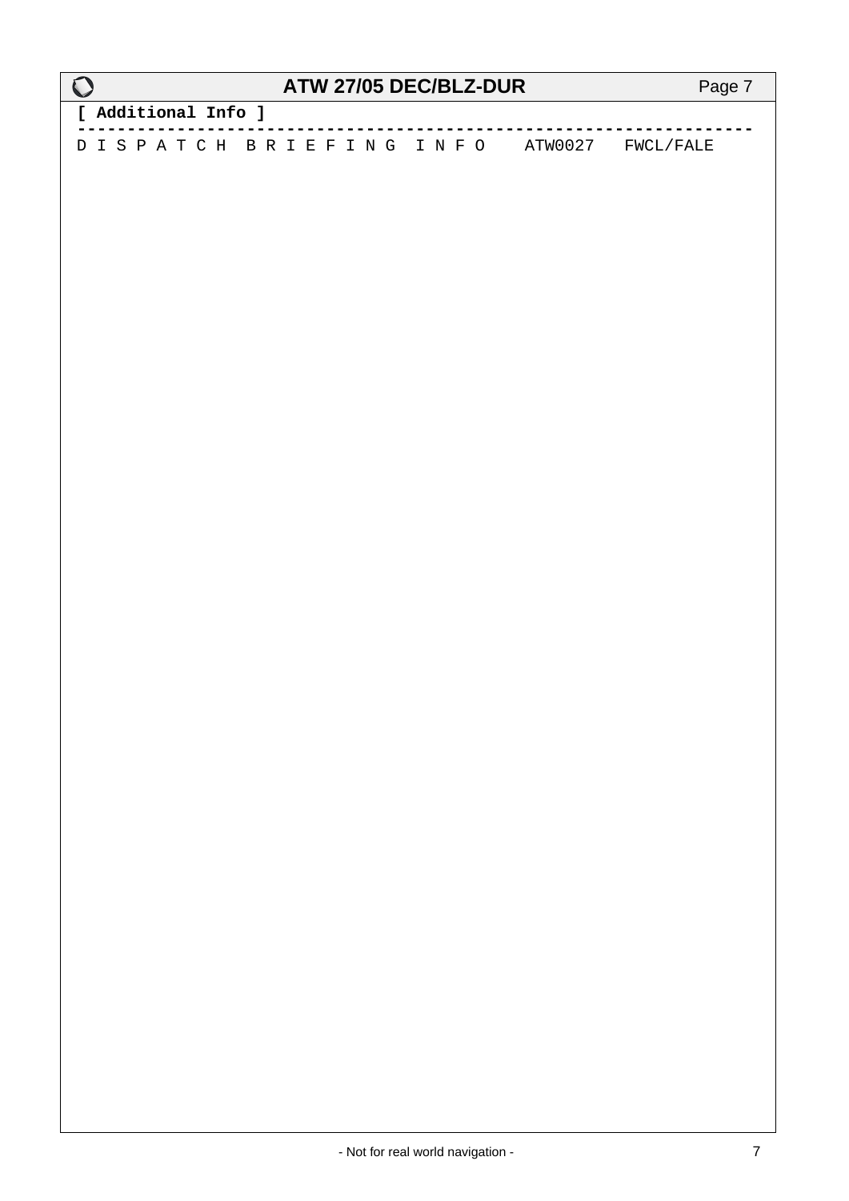[ Additional Info ]

```
--------------------------------------------------------------------
D I S P A T C H   B R I E F I N G   I N F O    ATW0027   FWCL/FALE
```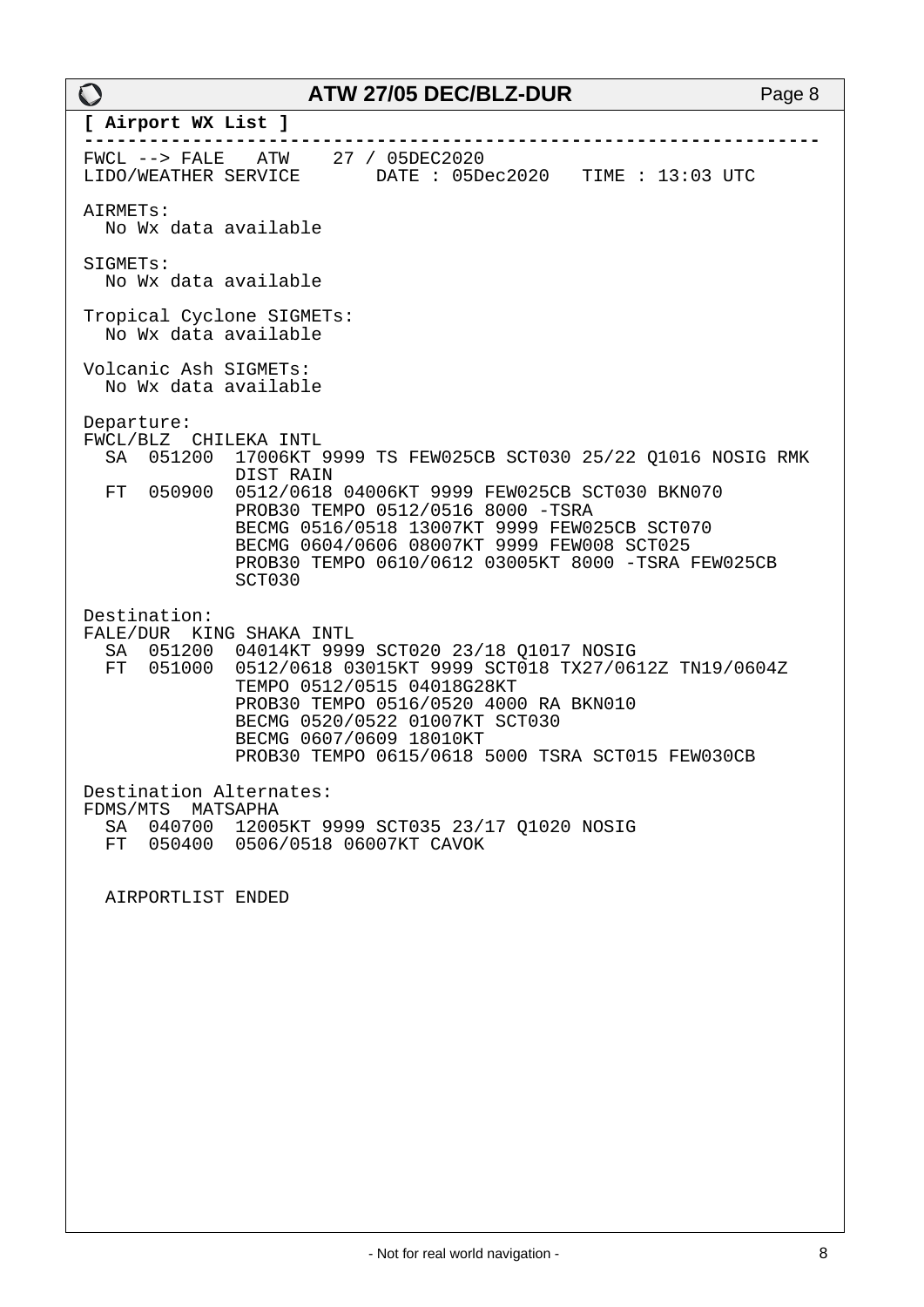**[ Airport WX List ]**

```
-------------------------------------------------------------------
FWCL --> FALE   ATW    27 / 05DEC2020
LIDO/WEATHER SERVICE       DATE : 05Dec2020   TIME : 13:03 UTC

AIRMETs:
  No Wx data available

SIGMETs:
  No Wx data available

Tropical Cyclone SIGMETs:
  No Wx data available

Volcanic Ash SIGMETs:
  No Wx data available

Departure:
FWCL/BLZ  CHILEKA INTL
  SA  051200  17006KT 9999 TS FEW025CB SCT030 25/22 Q1016 NOSIG RMK
              DIST RAIN
  FT  050900  0512/0618 04006KT 9999 FEW025CB SCT030 BKN070
              PROB30 TEMPO 0512/0516 8000 -TSRA
              BECMG 0516/0518 13007KT 9999 FEW025CB SCT070
              BECMG 0604/0606 08007KT 9999 FEW008 SCT025
              PROB30 TEMPO 0610/0612 03005KT 8000 -TSRA FEW025CB
              SCT030

Destination:
FALE/DUR  KING SHAKA INTL
  SA  051200  04014KT 9999 SCT020 23/18 Q1017 NOSIG
  FT  051000  0512/0618 03015KT 9999 SCT018 TX27/0612Z TN19/0604Z
              TEMPO 0512/0515 04018G28KT
              PROB30 TEMPO 0516/0520 4000 RA BKN010
              BECMG 0520/0522 01007KT SCT030
              BECMG 0607/0609 18010KT
              PROB30 TEMPO 0615/0618 5000 TSRA SCT015 FEW030CB

Destination Alternates:
FDMS/MTS  MATSAPHA
  SA  040700  12005KT 9999 SCT035 23/17 Q1020 NOSIG
  FT  050400  0506/0518 06007KT CAVOK


  AIRPORTLIST ENDED
```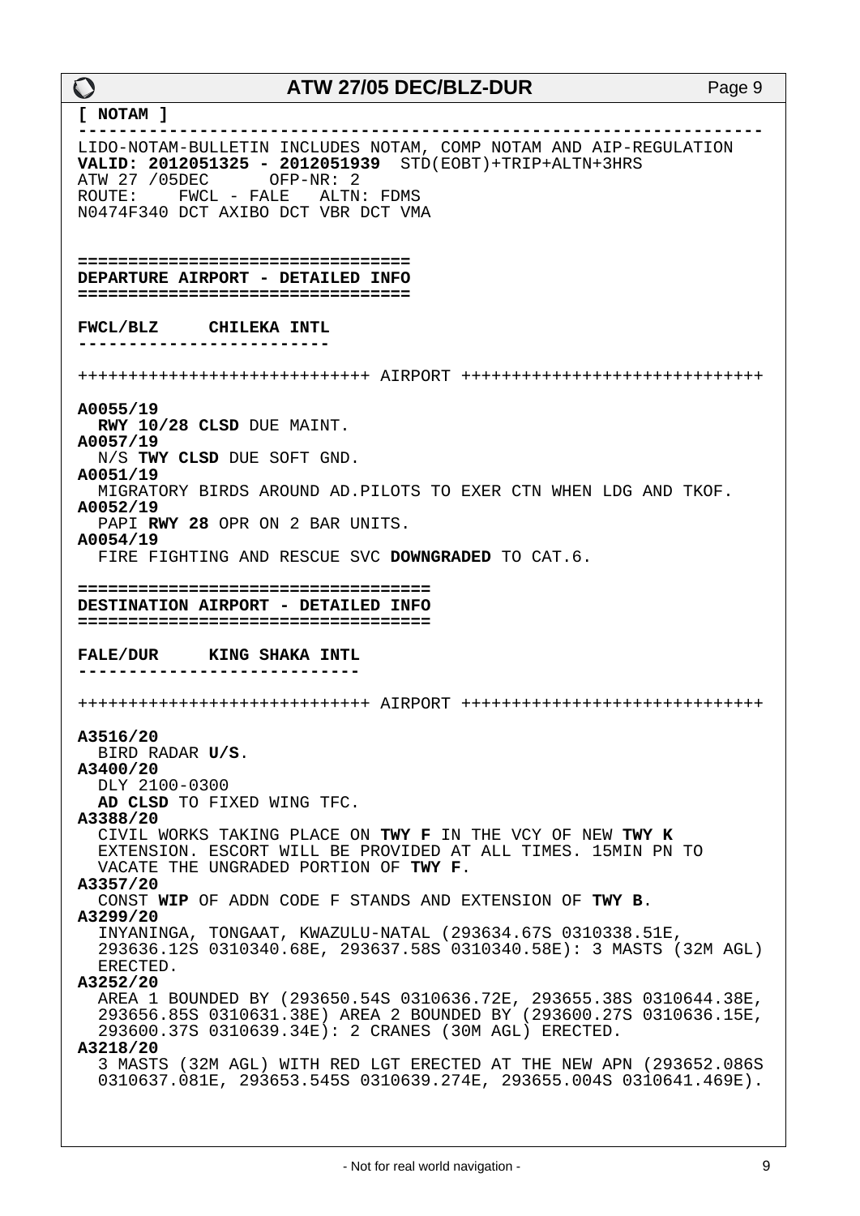**[ NOTAM ]**

---

LIDO-NOTAM-BULLETIN INCLUDES NOTAM, COMP NOTAM AND AIP-REGULATION
**VALID: 2012051325 - 2012051939** STD(EOBT)+TRIP+ALTN+3HRS
ATW 27 /05DEC OFP-NR: 2
ROUTE: FWCL - FALE ALTN: FDMS
N0474F340 DCT AXIBO DCT VBR DCT VMA

## DEPARTURE AIRPORT - DETAILED INFO

### FWCL/BLZ CHILEKA INTL

++++++++++++++++++++++++++++ AIRPORT ++++++++++++++++++++++++++++++

**A0055/19**
**RWY 10/28 CLSD** DUE MAINT.
**A0057/19**
N/S **TWY CLSD** DUE SOFT GND.
**A0051/19**
MIGRATORY BIRDS AROUND AD.PILOTS TO EXER CTN WHEN LDG AND TKOF.
**A0052/19**
PAPI **RWY 28** OPR ON 2 BAR UNITS.
**A0054/19**
FIRE FIGHTING AND RESCUE SVC **DOWNGRADED** TO CAT.6.

## DESTINATION AIRPORT - DETAILED INFO

### FALE/DUR KING SHAKA INTL

++++++++++++++++++++++++++++ AIRPORT ++++++++++++++++++++++++++++++

**A3516/20**
BIRD RADAR **U/S**.
**A3400/20**
DLY 2100-0300
**AD CLSD** TO FIXED WING TFC.
**A3388/20**
CIVIL WORKS TAKING PLACE ON **TWY F** IN THE VCY OF NEW **TWY K** EXTENSION. ESCORT WILL BE PROVIDED AT ALL TIMES. 15MIN PN TO VACATE THE UNGRADED PORTION OF **TWY F**.
**A3357/20**
CONST **WIP** OF ADDN CODE F STANDS AND EXTENSION OF **TWY B**.
**A3299/20**
INYANINGA, TONGAAT, KWAZULU-NATAL (293634.67S 0310338.51E, 293636.12S 0310340.68E, 293637.58S 0310340.58E): 3 MASTS (32M AGL) ERECTED.
**A3252/20**
AREA 1 BOUNDED BY (293650.54S 0310636.72E, 293655.38S 0310644.38E, 293656.85S 0310631.38E) AREA 2 BOUNDED BY (293600.27S 0310636.15E, 293600.37S 0310639.34E): 2 CRANES (30M AGL) ERECTED.
**A3218/20**
3 MASTS (32M AGL) WITH RED LGT ERECTED AT THE NEW APN (293652.086S 0310637.081E, 293653.545S 0310639.274E, 293655.004S 0310641.469E).

- Not for real world navigation -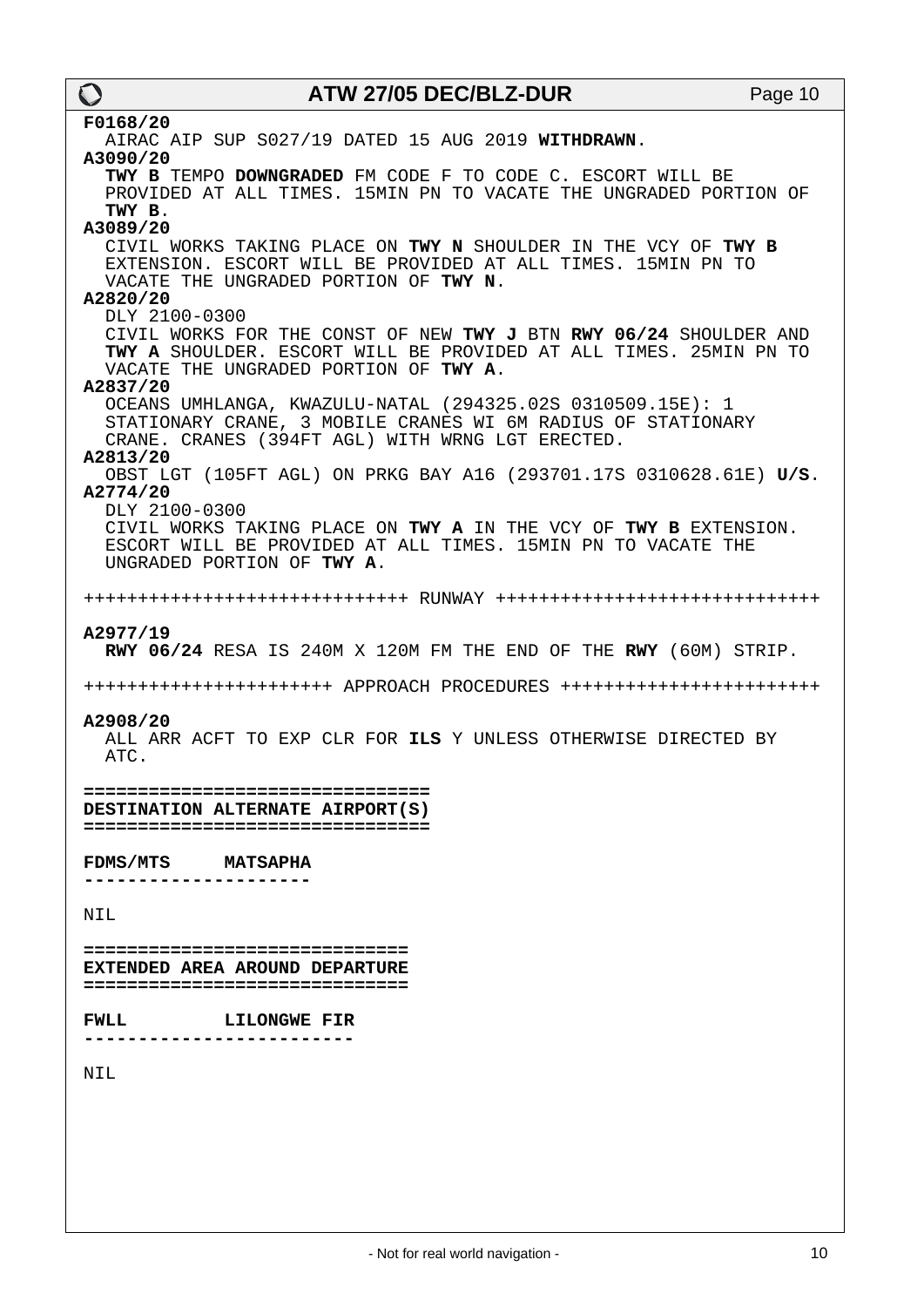**F0168/20**
AIRAC AIP SUP S027/19 DATED 15 AUG 2019 **WITHDRAWN**.

**A3090/20**
**TWY B** TEMPO **DOWNGRADED** FM CODE F TO CODE C. ESCORT WILL BE PROVIDED AT ALL TIMES. 15MIN PN TO VACATE THE UNGRADED PORTION OF **TWY B**.

**A3089/20**
CIVIL WORKS TAKING PLACE ON **TWY N** SHOULDER IN THE VCY OF **TWY B** EXTENSION. ESCORT WILL BE PROVIDED AT ALL TIMES. 15MIN PN TO VACATE THE UNGRADED PORTION OF **TWY N**.

**A2820/20**
DLY 2100-0300
CIVIL WORKS FOR THE CONST OF NEW **TWY J** BTN **RWY 06/24** SHOULDER AND **TWY A** SHOULDER. ESCORT WILL BE PROVIDED AT ALL TIMES. 25MIN PN TO VACATE THE UNGRADED PORTION OF **TWY A**.

**A2837/20**
OCEANS UMHLANGA, KWAZULU-NATAL (294325.02S 0310509.15E): 1 STATIONARY CRANE, 3 MOBILE CRANES WI 6M RADIUS OF STATIONARY CRANE. CRANES (394FT AGL) WITH WRNG LGT ERECTED.

**A2813/20**
OBST LGT (105FT AGL) ON PRKG BAY A16 (293701.17S 0310628.61E) **U/S**.

**A2774/20**
DLY 2100-0300
CIVIL WORKS TAKING PLACE ON **TWY A** IN THE VCY OF **TWY B** EXTENSION. ESCORT WILL BE PROVIDED AT ALL TIMES. 15MIN PN TO VACATE THE UNGRADED PORTION OF **TWY A**.

++++++++++++++++++++++++++++++ RUNWAY ++++++++++++++++++++++++++++++

**A2977/19**
**RWY 06/24** RESA IS 240M X 120M FM THE END OF THE **RWY** (60M) STRIP.

++++++++++++++++++++++ APPROACH PROCEDURES +++++++++++++++++++++++

**A2908/20**
ALL ARR ACFT TO EXP CLR FOR **ILS** Y UNLESS OTHERWISE DIRECTED BY ATC.

## DESTINATION ALTERNATE AIRPORT(S)

### FDMS/MTS MATSAPHA

NIL

## EXTENDED AREA AROUND DEPARTURE

### FWLL LILONGWE FIR

NIL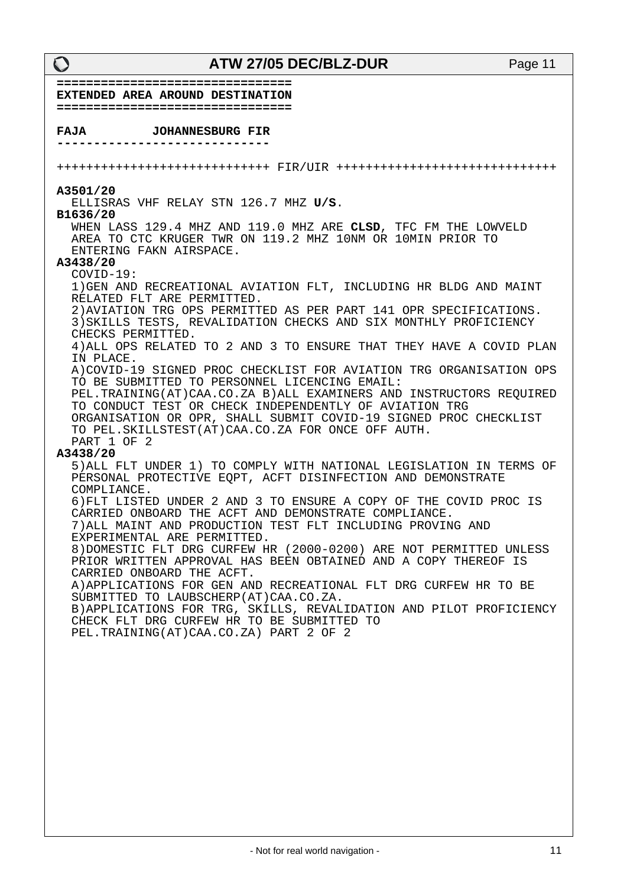===============================
**EXTENDED AREA AROUND DESTINATION**
===============================

**FAJA        JOHANNESBURG FIR**

----------------------------

++++++++++++++++++++++++++++ FIR/UIR ++++++++++++++++++++++++++++++

**A3501/20**
ELLISRAS VHF RELAY STN 126.7 MHZ **U/S**.

**B1636/20**
WHEN LASS 129.4 MHZ AND 119.0 MHZ ARE **CLSD**, TFC FM THE LOWVELD AREA TO CTC KRUGER TWR ON 119.2 MHZ 10NM OR 10MIN PRIOR TO ENTERING FAKN AIRSPACE.

**A3438/20**
COVID-19:
1)GEN AND RECREATIONAL AVIATION FLT, INCLUDING HR BLDG AND MAINT RELATED FLT ARE PERMITTED.
2)AVIATION TRG OPS PERMITTED AS PER PART 141 OPR SPECIFICATIONS.
3)SKILLS TESTS, REVALIDATION CHECKS AND SIX MONTHLY PROFICIENCY CHECKS PERMITTED.
4)ALL OPS RELATED TO 2 AND 3 TO ENSURE THAT THEY HAVE A COVID PLAN IN PLACE.
A)COVID-19 SIGNED PROC CHECKLIST FOR AVIATION TRG ORGANISATION OPS TO BE SUBMITTED TO PERSONNEL LICENCING EMAIL:
PEL.TRAINING(AT)CAA.CO.ZA B)ALL EXAMINERS AND INSTRUCTORS REQUIRED TO CONDUCT TEST OR CHECK INDEPENDENTLY OF AVIATION TRG ORGANISATION OR OPR, SHALL SUBMIT COVID-19 SIGNED PROC CHECKLIST TO PEL.SKILLSTEST(AT)CAA.CO.ZA FOR ONCE OFF AUTH.
PART 1 OF 2

**A3438/20**
5)ALL FLT UNDER 1) TO COMPLY WITH NATIONAL LEGISLATION IN TERMS OF PERSONAL PROTECTIVE EQPT, ACFT DISINFECTION AND DEMONSTRATE COMPLIANCE.
6)FLT LISTED UNDER 2 AND 3 TO ENSURE A COPY OF THE COVID PROC IS CARRIED ONBOARD THE ACFT AND DEMONSTRATE COMPLIANCE.
7)ALL MAINT AND PRODUCTION TEST FLT INCLUDING PROVING AND EXPERIMENTAL ARE PERMITTED.
8)DOMESTIC FLT DRG CURFEW HR (2000-0200) ARE NOT PERMITTED UNLESS PRIOR WRITTEN APPROVAL HAS BEEN OBTAINED AND A COPY THEREOF IS CARRIED ONBOARD THE ACFT.
A)APPLICATIONS FOR GEN AND RECREATIONAL FLT DRG CURFEW HR TO BE SUBMITTED TO LAUBSCHERP(AT)CAA.CO.ZA.
B)APPLICATIONS FOR TRG, SKILLS, REVALIDATION AND PILOT PROFICIENCY CHECK FLT DRG CURFEW HR TO BE SUBMITTED TO PEL.TRAINING(AT)CAA.CO.ZA) PART 2 OF 2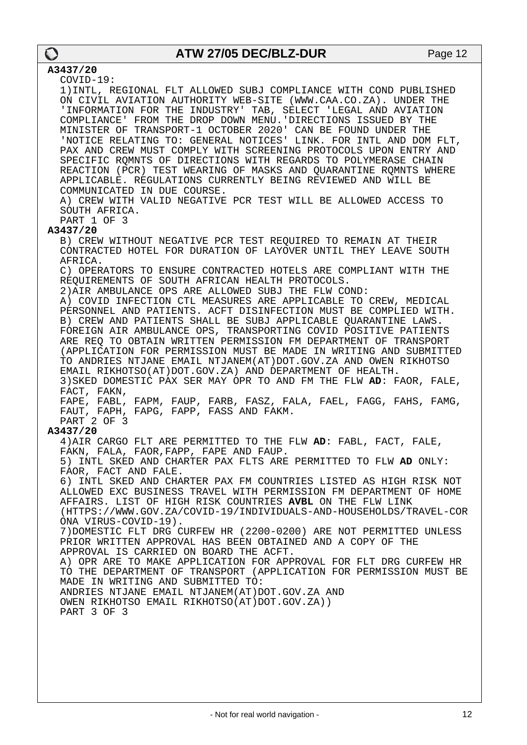**A3437/20**

COVID-19:
1)INTL, REGIONAL FLT ALLOWED SUBJ COMPLIANCE WITH COND PUBLISHED ON CIVIL AVIATION AUTHORITY WEB-SITE (WWW.CAA.CO.ZA). UNDER THE 'INFORMATION FOR THE INDUSTRY' TAB, SELECT 'LEGAL AND AVIATION COMPLIANCE' FROM THE DROP DOWN MENU.'DIRECTIONS ISSUED BY THE MINISTER OF TRANSPORT-1 OCTOBER 2020' CAN BE FOUND UNDER THE 'NOTICE RELATING TO: GENERAL NOTICES' LINK. FOR INTL AND DOM FLT, PAX AND CREW MUST COMPLY WITH SCREENING PROTOCOLS UPON ENTRY AND SPECIFIC RQMNTS OF DIRECTIONS WITH REGARDS TO POLYMERASE CHAIN REACTION (PCR) TEST WEARING OF MASKS AND QUARANTINE RQMNTS WHERE APPLICABLE. REGULATIONS CURRENTLY BEING REVIEWED AND WILL BE COMMUNICATED IN DUE COURSE.
A) CREW WITH VALID NEGATIVE PCR TEST WILL BE ALLOWED ACCESS TO SOUTH AFRICA.
PART 1 OF 3

**A3437/20**

B) CREW WITHOUT NEGATIVE PCR TEST REQUIRED TO REMAIN AT THEIR CONTRACTED HOTEL FOR DURATION OF LAYOVER UNTIL THEY LEAVE SOUTH AFRICA.
C) OPERATORS TO ENSURE CONTRACTED HOTELS ARE COMPLIANT WITH THE REQUIREMENTS OF SOUTH AFRICAN HEALTH PROTOCOLS.
2)AIR AMBULANCE OPS ARE ALLOWED SUBJ THE FLW COND:
A) COVID INFECTION CTL MEASURES ARE APPLICABLE TO CREW, MEDICAL PERSONNEL AND PATIENTS. ACFT DISINFECTION MUST BE COMPLIED WITH.
B) CREW AND PATIENTS SHALL BE SUBJ APPLICABLE QUARANTINE LAWS. FOREIGN AIR AMBULANCE OPS, TRANSPORTING COVID POSITIVE PATIENTS ARE REQ TO OBTAIN WRITTEN PERMISSION FM DEPARTMENT OF TRANSPORT (APPLICATION FOR PERMISSION MUST BE MADE IN WRITING AND SUBMITTED TO ANDRIES NTJANE EMAIL NTJANEM(AT)DOT.GOV.ZA AND OWEN RIKHOTSO EMAIL RIKHOTSO(AT)DOT.GOV.ZA) AND DEPARTMENT OF HEALTH.
3)SKED DOMESTIC PAX SER MAY OPR TO AND FM THE FLW **AD**: FAOR, FALE, FACT, FAKN,
FAPE, FABL, FAPM, FAUP, FARB, FASZ, FALA, FAEL, FAGG, FAHS, FAMG, FAUT, FAPH, FAPG, FAPP, FASS AND FAKM.
PART 2 OF 3

**A3437/20**

4)AIR CARGO FLT ARE PERMITTED TO THE FLW **AD**: FABL, FACT, FALE, FAKN, FALA, FAOR,FAPP, FAPE AND FAUP.
5) INTL SKED AND CHARTER PAX FLTS ARE PERMITTED TO FLW **AD** ONLY: FAOR, FACT AND FALE.
6) INTL SKED AND CHARTER PAX FM COUNTRIES LISTED AS HIGH RISK NOT ALLOWED EXC BUSINESS TRAVEL WITH PERMISSION FM DEPARTMENT OF HOME AFFAIRS. LIST OF HIGH RISK COUNTRIES **AVBL** ON THE FLW LINK (HTTPS://WWW.GOV.ZA/COVID-19/INDIVIDUALS-AND-HOUSEHOLDS/TRAVEL-CORONA VIRUS-COVID-19).
7)DOMESTIC FLT DRG CURFEW HR (2200-0200) ARE NOT PERMITTED UNLESS PRIOR WRITTEN APPROVAL HAS BEEN OBTAINED AND A COPY OF THE APPROVAL IS CARRIED ON BOARD THE ACFT.
A) OPR ARE TO MAKE APPLICATION FOR APPROVAL FOR FLT DRG CURFEW HR TO THE DEPARTMENT OF TRANSPORT (APPLICATION FOR PERMISSION MUST BE MADE IN WRITING AND SUBMITTED TO:
ANDRIES NTJANE EMAIL NTJANEM(AT)DOT.GOV.ZA AND
OWEN RIKHOTSO EMAIL RIKHOTSO(AT)DOT.GOV.ZA))
PART 3 OF 3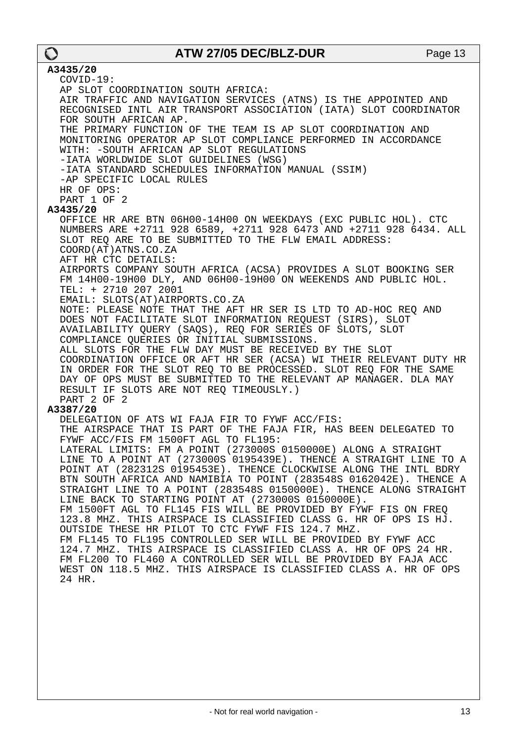**A3435/20**

COVID-19:
AP SLOT COORDINATION SOUTH AFRICA:
AIR TRAFFIC AND NAVIGATION SERVICES (ATNS) IS THE APPOINTED AND RECOGNISED INTL AIR TRANSPORT ASSOCIATION (IATA) SLOT COORDINATOR FOR SOUTH AFRICAN AP.
THE PRIMARY FUNCTION OF THE TEAM IS AP SLOT COORDINATION AND MONITORING OPERATOR AP SLOT COMPLIANCE PERFORMED IN ACCORDANCE WITH: -SOUTH AFRICAN AP SLOT REGULATIONS
-IATA WORLDWIDE SLOT GUIDELINES (WSG)
-IATA STANDARD SCHEDULES INFORMATION MANUAL (SSIM)
-AP SPECIFIC LOCAL RULES
HR OF OPS:
PART 1 OF 2

**A3435/20**

OFFICE HR ARE BTN 06H00-14H00 ON WEEKDAYS (EXC PUBLIC HOL). CTC NUMBERS ARE +2711 928 6589, +2711 928 6473 AND +2711 928 6434. ALL SLOT REQ ARE TO BE SUBMITTED TO THE FLW EMAIL ADDRESS:
COORD(AT)ATNS.CO.ZA
AFT HR CTC DETAILS:
AIRPORTS COMPANY SOUTH AFRICA (ACSA) PROVIDES A SLOT BOOKING SER FM 14H00-19H00 DLY, AND 06H00-19H00 ON WEEKENDS AND PUBLIC HOL.
TEL: + 2710 207 2001
EMAIL: SLOTS(AT)AIRPORTS.CO.ZA
NOTE: PLEASE NOTE THAT THE AFT HR SER IS LTD TO AD-HOC REQ AND DOES NOT FACILITATE SLOT INFORMATION REQUEST (SIRS), SLOT AVAILABILITY QUERY (SAQS), REQ FOR SERIES OF SLOTS, SLOT COMPLIANCE QUERIES OR INITIAL SUBMISSIONS.
ALL SLOTS FOR THE FLW DAY MUST BE RECEIVED BY THE SLOT COORDINATION OFFICE OR AFT HR SER (ACSA) WI THEIR RELEVANT DUTY HR IN ORDER FOR THE SLOT REQ TO BE PROCESSED. SLOT REQ FOR THE SAME DAY OF OPS MUST BE SUBMITTED TO THE RELEVANT AP MANAGER. DLA MAY RESULT IF SLOTS ARE NOT REQ TIMEOUSLY.)
PART 2 OF 2

**A3387/20**

DELEGATION OF ATS WI FAJA FIR TO FYWF ACC/FIS:
THE AIRSPACE THAT IS PART OF THE FAJA FIR, HAS BEEN DELEGATED TO FYWF ACC/FIS FM 1500FT AGL TO FL195:
LATERAL LIMITS: FM A POINT (273000S 0150000E) ALONG A STRAIGHT LINE TO A POINT AT (273000S 0195439E). THENCE A STRAIGHT LINE TO A POINT AT (282312S 0195453E). THENCE CLOCKWISE ALONG THE INTL BDRY BTN SOUTH AFRICA AND NAMIBIA TO POINT (283548S 0162042E). THENCE A STRAIGHT LINE TO A POINT (283548S 0150000E). THENCE ALONG STRAIGHT LINE BACK TO STARTING POINT AT (273000S 0150000E).
FM 1500FT AGL TO FL145 FIS WILL BE PROVIDED BY FYWF FIS ON FREQ 123.8 MHZ. THIS AIRSPACE IS CLASSIFIED CLASS G. HR OF OPS IS HJ. OUTSIDE THESE HR PILOT TO CTC FYWF FIS 124.7 MHZ.
FM FL145 TO FL195 CONTROLLED SER WILL BE PROVIDED BY FYWF ACC 124.7 MHZ. THIS AIRSPACE IS CLASSIFIED CLASS A. HR OF OPS 24 HR.
FM FL200 TO FL460 A CONTROLLED SER WILL BE PROVIDED BY FAJA ACC WEST ON 118.5 MHZ. THIS AIRSPACE IS CLASSIFIED CLASS A. HR OF OPS 24 HR.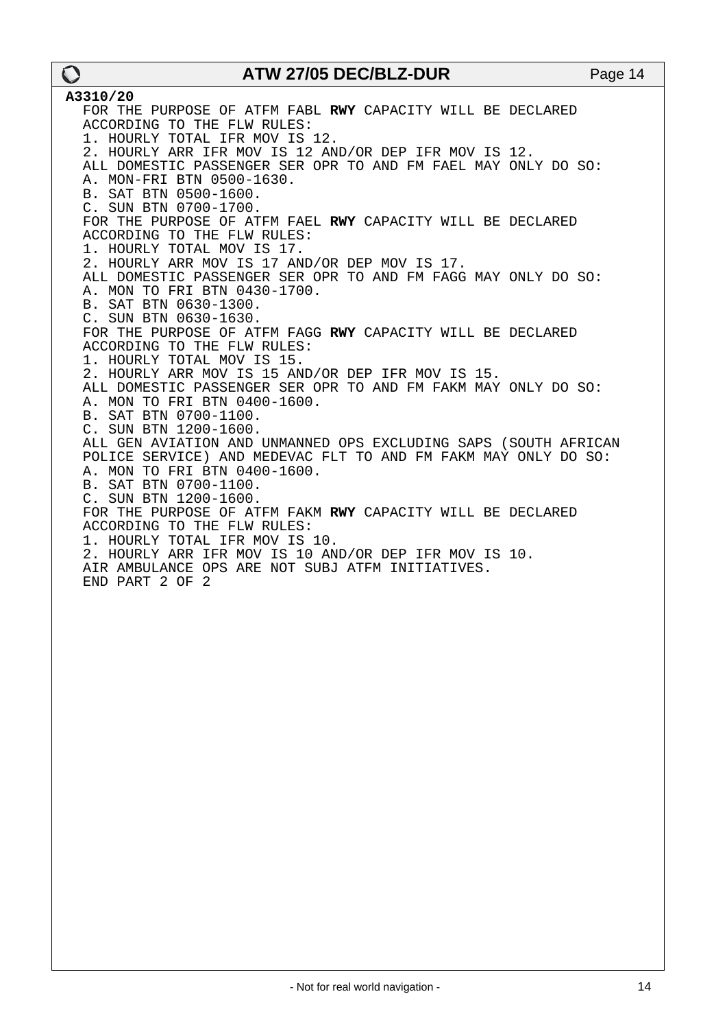**A3310/20**

FOR THE PURPOSE OF ATFM FABL **RWY** CAPACITY WILL BE DECLARED ACCORDING TO THE FLW RULES:
1. HOURLY TOTAL IFR MOV IS 12.
2. HOURLY ARR IFR MOV IS 12 AND/OR DEP IFR MOV IS 12.

ALL DOMESTIC PASSENGER SER OPR TO AND FM FAEL MAY ONLY DO SO:
A. MON-FRI BTN 0500-1630.
B. SAT BTN 0500-1600.
C. SUN BTN 0700-1700.

FOR THE PURPOSE OF ATFM FAEL **RWY** CAPACITY WILL BE DECLARED ACCORDING TO THE FLW RULES:
1. HOURLY TOTAL MOV IS 17.
2. HOURLY ARR MOV IS 17 AND/OR DEP MOV IS 17.

ALL DOMESTIC PASSENGER SER OPR TO AND FM FAGG MAY ONLY DO SO:
A. MON TO FRI BTN 0430-1700.
B. SAT BTN 0630-1300.
C. SUN BTN 0630-1630.

FOR THE PURPOSE OF ATFM FAGG **RWY** CAPACITY WILL BE DECLARED ACCORDING TO THE FLW RULES:
1. HOURLY TOTAL MOV IS 15.
2. HOURLY ARR MOV IS 15 AND/OR DEP IFR MOV IS 15.

ALL DOMESTIC PASSENGER SER OPR TO AND FM FAKM MAY ONLY DO SO:
A. MON TO FRI BTN 0400-1600.
B. SAT BTN 0700-1100.
C. SUN BTN 1200-1600.

ALL GEN AVIATION AND UNMANNED OPS EXCLUDING SAPS (SOUTH AFRICAN POLICE SERVICE) AND MEDEVAC FLT TO AND FM FAKM MAY ONLY DO SO:
A. MON TO FRI BTN 0400-1600.
B. SAT BTN 0700-1100.
C. SUN BTN 1200-1600.

FOR THE PURPOSE OF ATFM FAKM **RWY** CAPACITY WILL BE DECLARED ACCORDING TO THE FLW RULES:
1. HOURLY TOTAL IFR MOV IS 10.
2. HOURLY ARR IFR MOV IS 10 AND/OR DEP IFR MOV IS 10.

AIR AMBULANCE OPS ARE NOT SUBJ ATFM INITIATIVES.
END PART 2 OF 2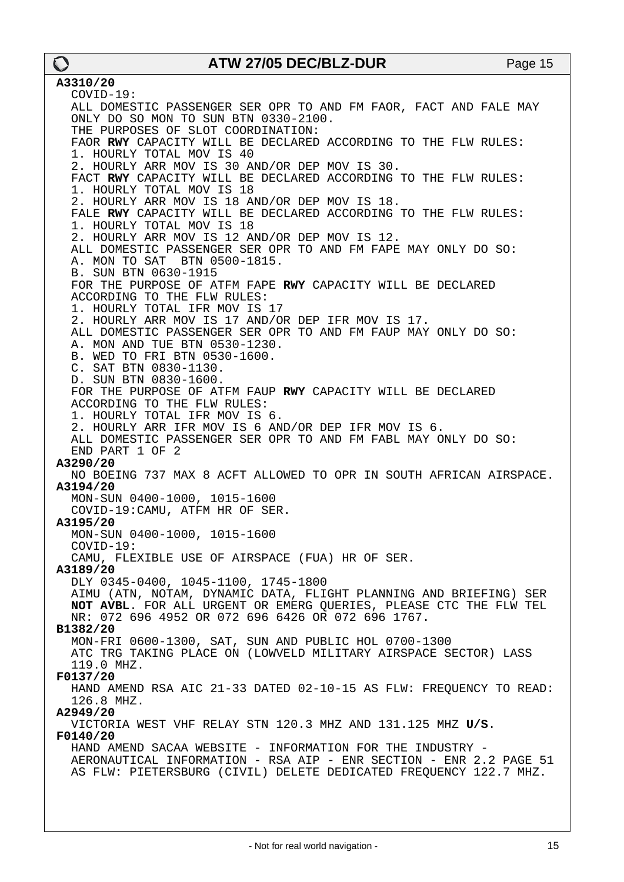**A3310/20**
COVID-19:
ALL DOMESTIC PASSENGER SER OPR TO AND FM FAOR, FACT AND FALE MAY ONLY DO SO MON TO SUN BTN 0330-2100.
THE PURPOSES OF SLOT COORDINATION:
FAOR **RWY** CAPACITY WILL BE DECLARED ACCORDING TO THE FLW RULES:
1. HOURLY TOTAL MOV IS 40
2. HOURLY ARR MOV IS 30 AND/OR DEP MOV IS 30.
FACT **RWY** CAPACITY WILL BE DECLARED ACCORDING TO THE FLW RULES:
1. HOURLY TOTAL MOV IS 18
2. HOURLY ARR MOV IS 18 AND/OR DEP MOV IS 18.
FALE **RWY** CAPACITY WILL BE DECLARED ACCORDING TO THE FLW RULES:
1. HOURLY TOTAL MOV IS 18
2. HOURLY ARR MOV IS 12 AND/OR DEP MOV IS 12.
ALL DOMESTIC PASSENGER SER OPR TO AND FM FAPE MAY ONLY DO SO:
A. MON TO SAT BTN 0500-1815.
B. SUN BTN 0630-1915
FOR THE PURPOSE OF ATFM FAPE **RWY** CAPACITY WILL BE DECLARED ACCORDING TO THE FLW RULES:
1. HOURLY TOTAL IFR MOV IS 17
2. HOURLY ARR MOV IS 17 AND/OR DEP IFR MOV IS 17.
ALL DOMESTIC PASSENGER SER OPR TO AND FM FAUP MAY ONLY DO SO:
A. MON AND TUE BTN 0530-1230.
B. WED TO FRI BTN 0530-1600.
C. SAT BTN 0830-1130.
D. SUN BTN 0830-1600.
FOR THE PURPOSE OF ATFM FAUP **RWY** CAPACITY WILL BE DECLARED ACCORDING TO THE FLW RULES:
1. HOURLY TOTAL IFR MOV IS 6.
2. HOURLY ARR IFR MOV IS 6 AND/OR DEP IFR MOV IS 6.
ALL DOMESTIC PASSENGER SER OPR TO AND FM FABL MAY ONLY DO SO:
END PART 1 OF 2

**A3290/20**
NO BOEING 737 MAX 8 ACFT ALLOWED TO OPR IN SOUTH AFRICAN AIRSPACE.

**A3194/20**
MON-SUN 0400-1000, 1015-1600
COVID-19:CAMU, ATFM HR OF SER.

**A3195/20**
MON-SUN 0400-1000, 1015-1600
COVID-19:
CAMU, FLEXIBLE USE OF AIRSPACE (FUA) HR OF SER.

**A3189/20**
DLY 0345-0400, 1045-1100, 1745-1800
AIMU (ATN, NOTAM, DYNAMIC DATA, FLIGHT PLANNING AND BRIEFING) SER **NOT AVBL**. FOR ALL URGENT OR EMERG QUERIES, PLEASE CTC THE FLW TEL NR: 072 696 4952 OR 072 696 6426 OR 072 696 1767.

**B1382/20**
MON-FRI 0600-1300, SAT, SUN AND PUBLIC HOL 0700-1300
ATC TRG TAKING PLACE ON (LOWVELD MILITARY AIRSPACE SECTOR) LASS 119.0 MHZ.

**F0137/20**
HAND AMEND RSA AIC 21-33 DATED 02-10-15 AS FLW: FREQUENCY TO READ: 126.8 MHZ.

**A2949/20**
VICTORIA WEST VHF RELAY STN 120.3 MHZ AND 131.125 MHZ **U/S**.

**F0140/20**
HAND AMEND SACAA WEBSITE - INFORMATION FOR THE INDUSTRY - AERONAUTICAL INFORMATION - RSA AIP - ENR SECTION - ENR 2.2 PAGE 51 AS FLW: PIETERSBURG (CIVIL) DELETE DEDICATED FREQUENCY 122.7 MHZ.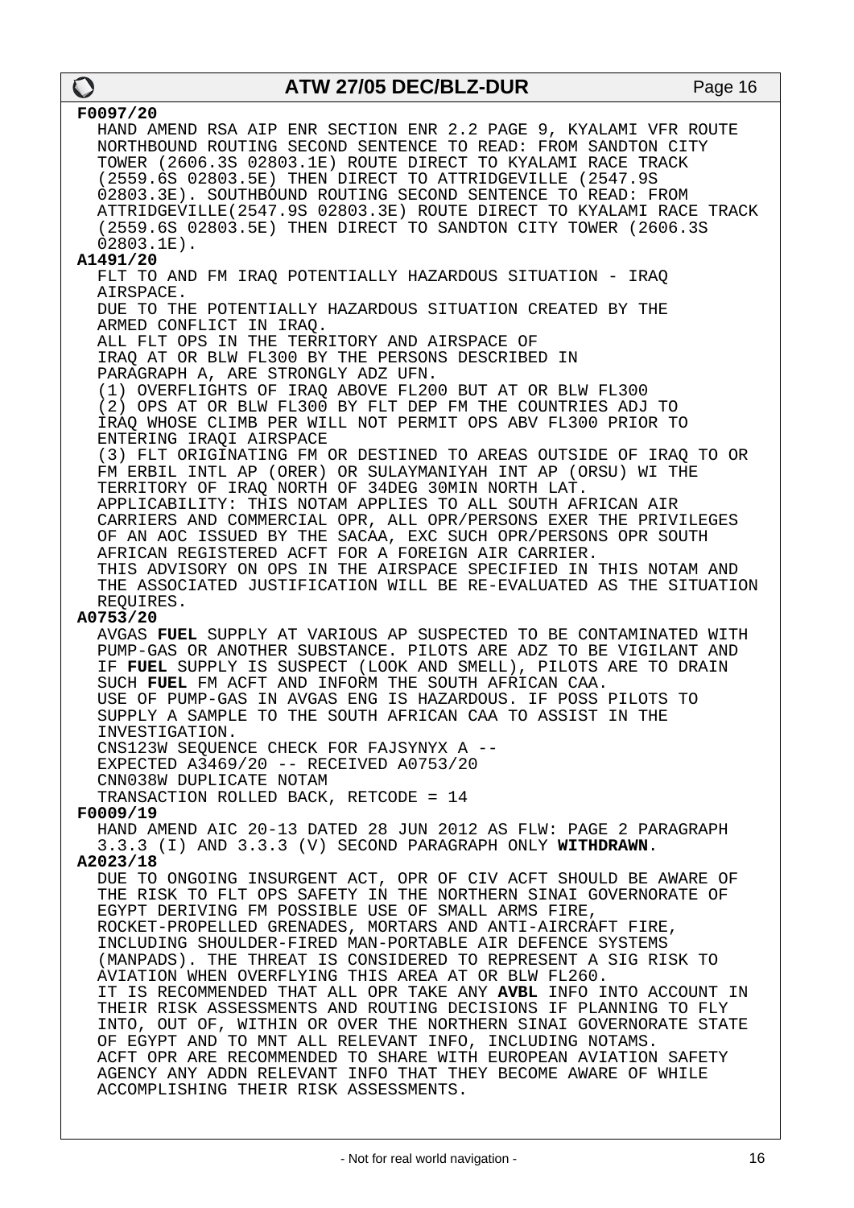**F0097/20**

HAND AMEND RSA AIP ENR SECTION ENR 2.2 PAGE 9, KYALAMI VFR ROUTE NORTHBOUND ROUTING SECOND SENTENCE TO READ: FROM SANDTON CITY TOWER (2606.3S 02803.1E) ROUTE DIRECT TO KYALAMI RACE TRACK (2559.6S 02803.5E) THEN DIRECT TO ATTRIDGEVILLE (2547.9S 02803.3E). SOUTHBOUND ROUTING SECOND SENTENCE TO READ: FROM ATTRIDGEVILLE(2547.9S 02803.3E) ROUTE DIRECT TO KYALAMI RACE TRACK (2559.6S 02803.5E) THEN DIRECT TO SANDTON CITY TOWER (2606.3S 02803.1E).

**A1491/20**

FLT TO AND FM IRAQ POTENTIALLY HAZARDOUS SITUATION - IRAQ AIRSPACE.
DUE TO THE POTENTIALLY HAZARDOUS SITUATION CREATED BY THE ARMED CONFLICT IN IRAQ.
ALL FLT OPS IN THE TERRITORY AND AIRSPACE OF IRAQ AT OR BLW FL300 BY THE PERSONS DESCRIBED IN PARAGRAPH A, ARE STRONGLY ADZ UFN.
(1) OVERFLIGHTS OF IRAQ ABOVE FL200 BUT AT OR BLW FL300
(2) OPS AT OR BLW FL300 BY FLT DEP FM THE COUNTRIES ADJ TO IRAQ WHOSE CLIMB PER WILL NOT PERMIT OPS ABV FL300 PRIOR TO ENTERING IRAQI AIRSPACE
(3) FLT ORIGINATING FM OR DESTINED TO AREAS OUTSIDE OF IRAQ TO OR FM ERBIL INTL AP (ORER) OR SULAYMANIYAH INT AP (ORSU) WI THE TERRITORY OF IRAQ NORTH OF 34DEG 30MIN NORTH LAT.
APPLICABILITY: THIS NOTAM APPLIES TO ALL SOUTH AFRICAN AIR CARRIERS AND COMMERCIAL OPR, ALL OPR/PERSONS EXER THE PRIVILEGES OF AN AOC ISSUED BY THE SACAA, EXC SUCH OPR/PERSONS OPR SOUTH AFRICAN REGISTERED ACFT FOR A FOREIGN AIR CARRIER.
THIS ADVISORY ON OPS IN THE AIRSPACE SPECIFIED IN THIS NOTAM AND THE ASSOCIATED JUSTIFICATION WILL BE RE-EVALUATED AS THE SITUATION REQUIRES.

**A0753/20**

AVGAS **FUEL** SUPPLY AT VARIOUS AP SUSPECTED TO BE CONTAMINATED WITH PUMP-GAS OR ANOTHER SUBSTANCE. PILOTS ARE ADZ TO BE VIGILANT AND IF **FUEL** SUPPLY IS SUSPECT (LOOK AND SMELL), PILOTS ARE TO DRAIN SUCH **FUEL** FM ACFT AND INFORM THE SOUTH AFRICAN CAA.
USE OF PUMP-GAS IN AVGAS ENG IS HAZARDOUS. IF POSS PILOTS TO SUPPLY A SAMPLE TO THE SOUTH AFRICAN CAA TO ASSIST IN THE INVESTIGATION.
CNS123W SEQUENCE CHECK FOR FAJSYNYX A --
EXPECTED A3469/20 -- RECEIVED A0753/20
CNN038W DUPLICATE NOTAM
TRANSACTION ROLLED BACK, RETCODE = 14

**F0009/19**

HAND AMEND AIC 20-13 DATED 28 JUN 2012 AS FLW: PAGE 2 PARAGRAPH 3.3.3 (I) AND 3.3.3 (V) SECOND PARAGRAPH ONLY **WITHDRAWN**.

**A2023/18**

DUE TO ONGOING INSURGENT ACT, OPR OF CIV ACFT SHOULD BE AWARE OF THE RISK TO FLT OPS SAFETY IN THE NORTHERN SINAI GOVERNORATE OF EGYPT DERIVING FM POSSIBLE USE OF SMALL ARMS FIRE, ROCKET-PROPELLED GRENADES, MORTARS AND ANTI-AIRCRAFT FIRE, INCLUDING SHOULDER-FIRED MAN-PORTABLE AIR DEFENCE SYSTEMS (MANPADS). THE THREAT IS CONSIDERED TO REPRESENT A SIG RISK TO AVIATION WHEN OVERFLYING THIS AREA AT OR BLW FL260.
IT IS RECOMMENDED THAT ALL OPR TAKE ANY **AVBL** INFO INTO ACCOUNT IN THEIR RISK ASSESSMENTS AND ROUTING DECISIONS IF PLANNING TO FLY INTO, OUT OF, WITHIN OR OVER THE NORTHERN SINAI GOVERNORATE STATE OF EGYPT AND TO MNT ALL RELEVANT INFO, INCLUDING NOTAMS.
ACFT OPR ARE RECOMMENDED TO SHARE WITH EUROPEAN AVIATION SAFETY AGENCY ANY ADDN RELEVANT INFO THAT THEY BECOME AWARE OF WHILE ACCOMPLISHING THEIR RISK ASSESSMENTS.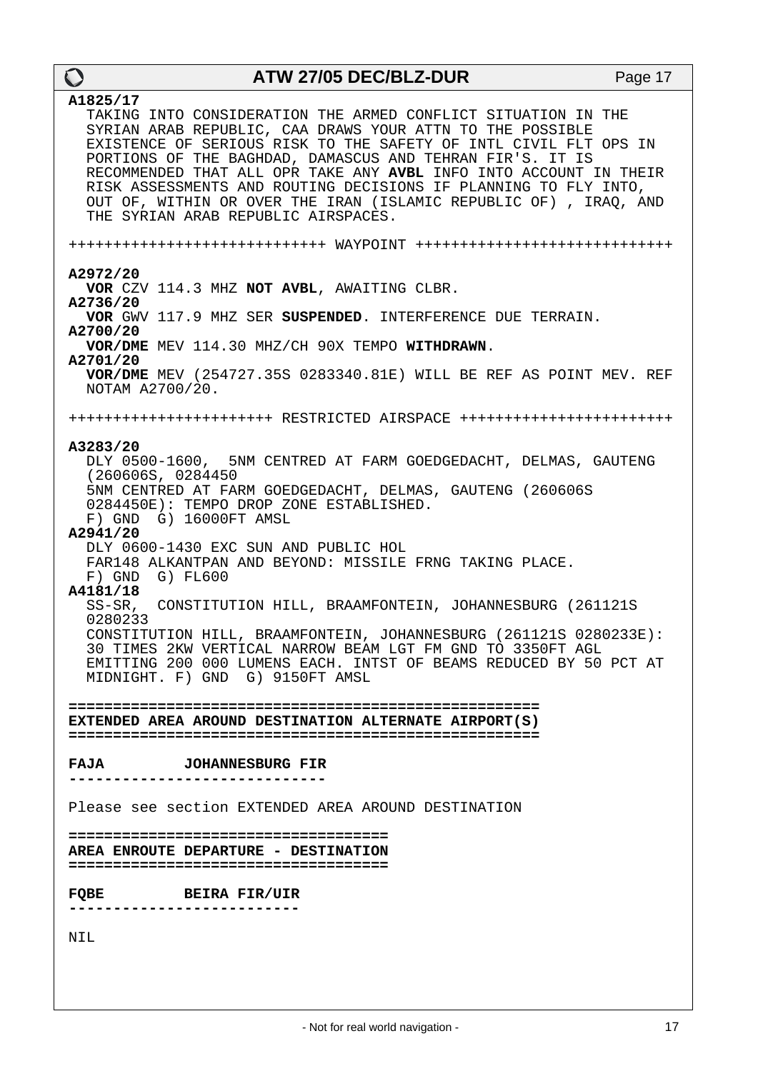**A1825/17**

TAKING INTO CONSIDERATION THE ARMED CONFLICT SITUATION IN THE SYRIAN ARAB REPUBLIC, CAA DRAWS YOUR ATTN TO THE POSSIBLE EXISTENCE OF SERIOUS RISK TO THE SAFETY OF INTL CIVIL FLT OPS IN PORTIONS OF THE BAGHDAD, DAMASCUS AND TEHRAN FIR'S. IT IS RECOMMENDED THAT ALL OPR TAKE ANY **AVBL** INFO INTO ACCOUNT IN THEIR RISK ASSESSMENTS AND ROUTING DECISIONS IF PLANNING TO FLY INTO, OUT OF, WITHIN OR OVER THE IRAN (ISLAMIC REPUBLIC OF) , IRAQ, AND THE SYRIAN ARAB REPUBLIC AIRSPACES.

+++++++++++++++++++++++++++++ WAYPOINT +++++++++++++++++++++++++++++

**A2972/20**

**VOR** CZV 114.3 MHZ **NOT AVBL**, AWAITING CLBR.

**A2736/20**

**VOR** GWV 117.9 MHZ SER **SUSPENDED**. INTERFERENCE DUE TERRAIN.

**A2700/20**

**VOR/DME** MEV 114.30 MHZ/CH 90X TEMPO **WITHDRAWN**.

**A2701/20**

**VOR/DME** MEV (254727.35S 0283340.81E) WILL BE REF AS POINT MEV. REF NOTAM A2700/20.

+++++++++++++++++++++++ RESTRICTED AIRSPACE +++++++++++++++++++++++

**A3283/20**

DLY 0500-1600, 5NM CENTRED AT FARM GOEDGEDACHT, DELMAS, GAUTENG (260606S, 0284450
5NM CENTRED AT FARM GOEDGEDACHT, DELMAS, GAUTENG (260606S 0284450E): TEMPO DROP ZONE ESTABLISHED.
F) GND G) 16000FT AMSL

**A2941/20**

DLY 0600-1430 EXC SUN AND PUBLIC HOL
FAR148 ALKANTPAN AND BEYOND: MISSILE FRNG TAKING PLACE.
F) GND G) FL600

**A4181/18**

SS-SR, CONSTITUTION HILL, BRAAMFONTEIN, JOHANNESBURG (261121S 0280233
CONSTITUTION HILL, BRAAMFONTEIN, JOHANNESBURG (261121S 0280233E): 30 TIMES 2KW VERTICAL NARROW BEAM LGT FM GND TO 3350FT AGL EMITTING 200 000 LUMENS EACH. INTST OF BEAMS REDUCED BY 50 PCT AT MIDNIGHT. F) GND G) 9150FT AMSL

## EXTENDED AREA AROUND DESTINATION ALTERNATE AIRPORT(S)

### FAJA JOHANNESBURG FIR

Please see section EXTENDED AREA AROUND DESTINATION

## AREA ENROUTE DEPARTURE - DESTINATION

### FQBE BEIRA FIR/UIR

NIL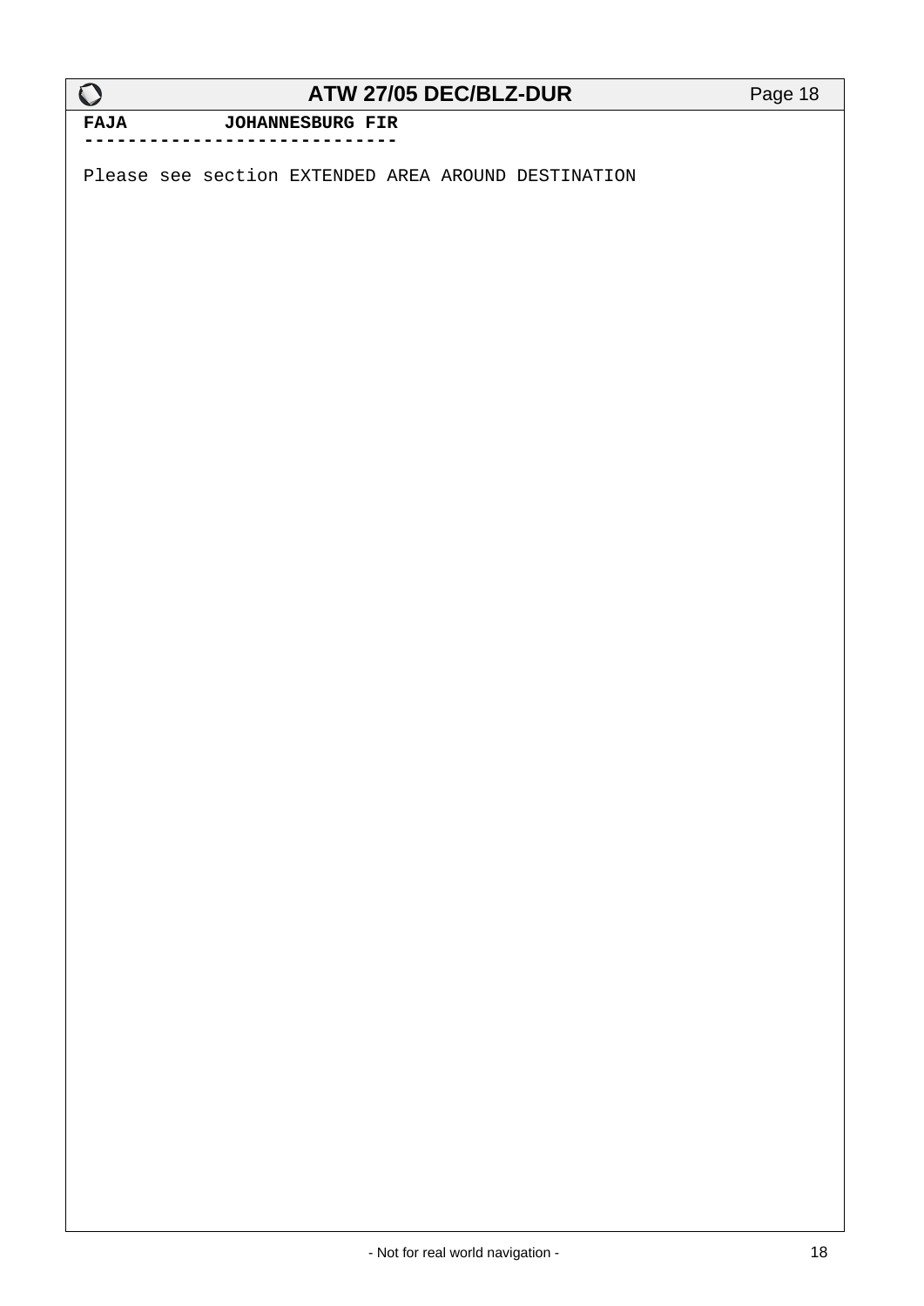**FAJA JOHANNESBURG FIR**

Please see section EXTENDED AREA AROUND DESTINATION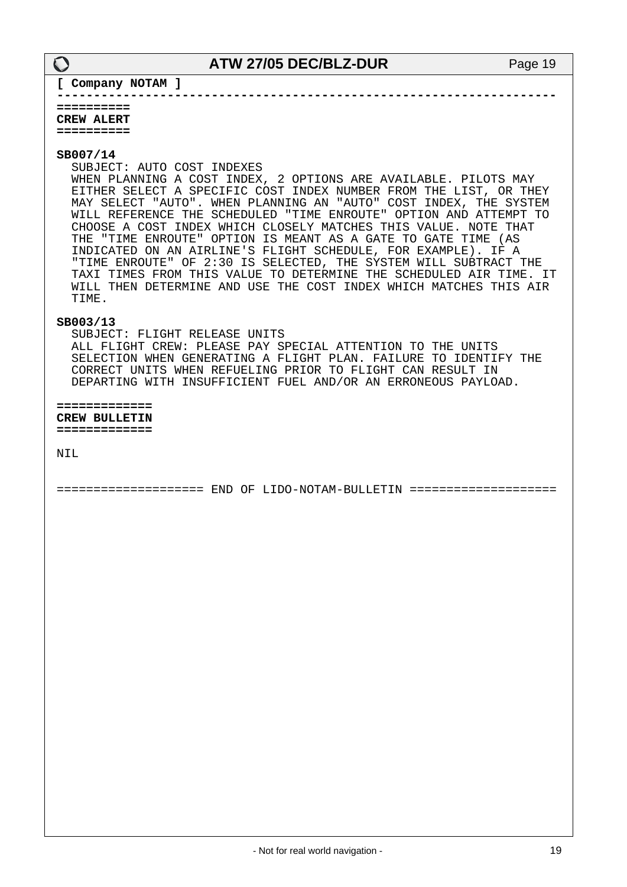**[ Company NOTAM ]**

---

**CREW ALERT**

**SB007/14**

SUBJECT: AUTO COST INDEXES
WHEN PLANNING A COST INDEX, 2 OPTIONS ARE AVAILABLE. PILOTS MAY EITHER SELECT A SPECIFIC COST INDEX NUMBER FROM THE LIST, OR THEY MAY SELECT "AUTO". WHEN PLANNING AN "AUTO" COST INDEX, THE SYSTEM WILL REFERENCE THE SCHEDULED "TIME ENROUTE" OPTION AND ATTEMPT TO CHOOSE A COST INDEX WHICH CLOSELY MATCHES THIS VALUE. NOTE THAT THE "TIME ENROUTE" OPTION IS MEANT AS A GATE TO GATE TIME (AS INDICATED ON AN AIRLINE'S FLIGHT SCHEDULE, FOR EXAMPLE). IF A "TIME ENROUTE" OF 2:30 IS SELECTED, THE SYSTEM WILL SUBTRACT THE TAXI TIMES FROM THIS VALUE TO DETERMINE THE SCHEDULED AIR TIME. IT WILL THEN DETERMINE AND USE THE COST INDEX WHICH MATCHES THIS AIR TIME.

**SB003/13**

SUBJECT: FLIGHT RELEASE UNITS
ALL FLIGHT CREW: PLEASE PAY SPECIAL ATTENTION TO THE UNITS SELECTION WHEN GENERATING A FLIGHT PLAN. FAILURE TO IDENTIFY THE CORRECT UNITS WHEN REFUELING PRIOR TO FLIGHT CAN RESULT IN DEPARTING WITH INSUFFICIENT FUEL AND/OR AN ERRONEOUS PAYLOAD.

**CREW BULLETIN**

NIL

=================== END OF LIDO-NOTAM-BULLETIN ===================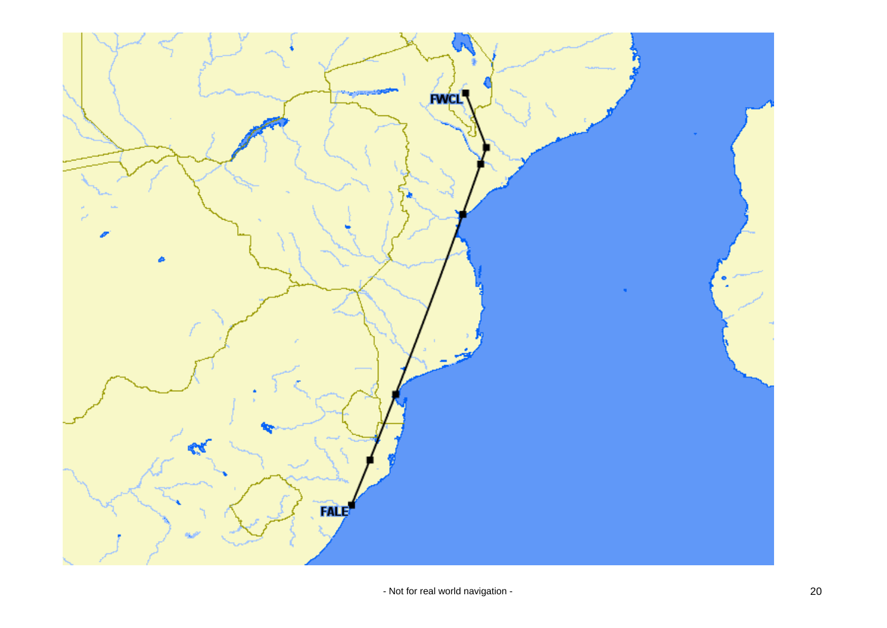FWCL

FALE

- Not for real world navigation -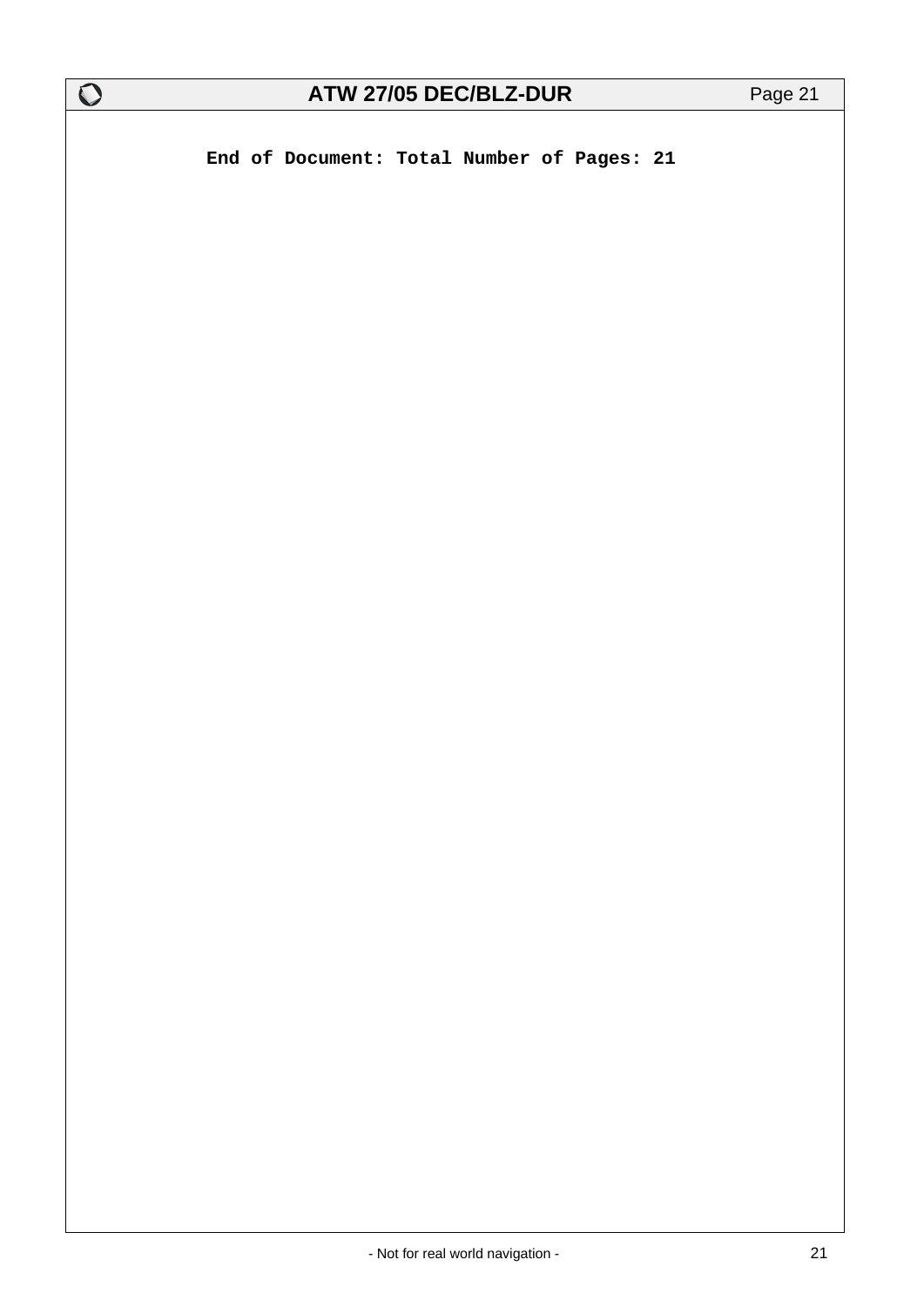**End of Document: Total Number of Pages: 21**